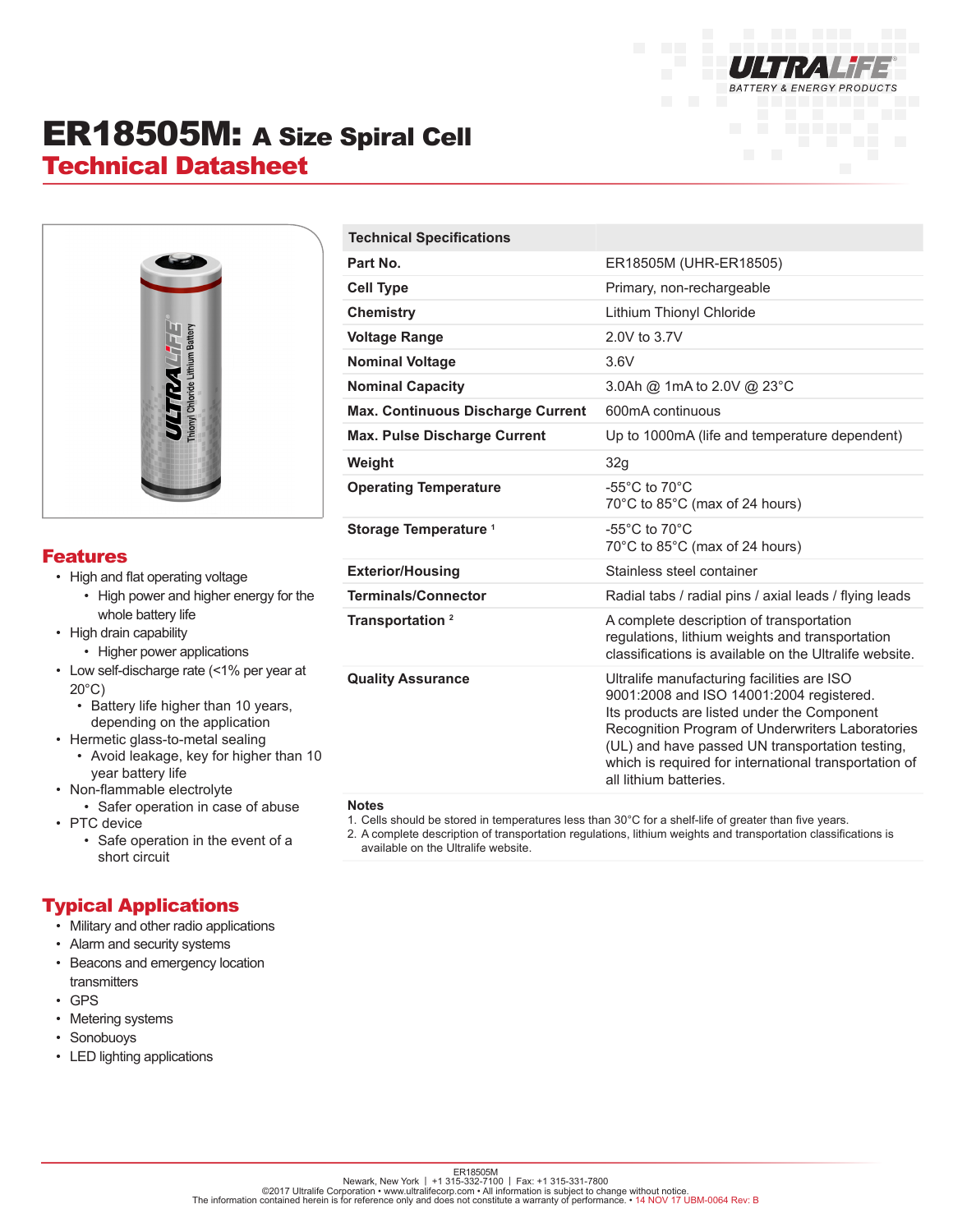# ER18505M: A Size Spiral Cell

## Technical Datasheet

| Technical Specifications | |
|---|---|
| **Part No.** | ER18505M (UHR-ER18505) |
| **Cell Type** | Primary, non-rechargeable |
| **Chemistry** | Lithium Thionyl Chloride |
| **Voltage Range** | 2.0V to 3.7V |
| **Nominal Voltage** | 3.6V |
| **Nominal Capacity** | 3.0Ah @ 1mA to 2.0V @ 23°C |
| **Max. Continuous Discharge Current** | 600mA continuous |
| **Max. Pulse Discharge Current** | Up to 1000mA (life and temperature dependent) |
| **Weight** | 32g |
| **Operating Temperature** | -55°C to 70°C<br>70°C to 85°C (max of 24 hours) |
| **Storage Temperature** [1] | -55°C to 70°C<br>70°C to 85°C (max of 24 hours) |
| **Exterior/Housing** | Stainless steel container |
| **Terminals/Connector** | Radial tabs / radial pins / axial leads / flying leads |
| **Transportation** [2] | A complete description of transportation regulations, lithium weights and transportation classifications is available on the Ultralife website. |
| **Quality Assurance** | Ultralife manufacturing facilities are ISO 9001:2008 and ISO 14001:2004 registered.<br>Its products are listed under the Component Recognition Program of Underwriters Laboratories (UL) and have passed UN transportation testing, which is required for international transportation of all lithium batteries. |

**Notes**

1. Cells should be stored in temperatures less than 30°C for a shelf-life of greater than five years.
2. A complete description of transportation regulations, lithium weights and transportation classifications is available on the Ultralife website.

## Features

- High and flat operating voltage
  - High power and higher energy for the whole battery life
- High drain capability
  - Higher power applications
- Low self-discharge rate (<1% per year at 20°C)
  - Battery life higher than 10 years, depending on the application
- Hermetic glass-to-metal sealing
  - Avoid leakage, key for higher than 10 year battery life
- Non-flammable electrolyte
  - Safer operation in case of abuse
- PTC device
  - Safe operation in the event of a short circuit

## Typical Applications

- Military and other radio applications
- Alarm and security systems
- Beacons and emergency location transmitters
- GPS
- Metering systems
- Sonobuoys
- LED lighting applications

ER18505M
Newark, New York | +1 315-332-7100 | Fax: +1 315-331-7800
©2017 Ultralife Corporation • www.ultralifecorp.com • All information is subject to change without notice.
The information contained herein is for reference only and does not constitute a warranty of performance. • 14 NOV 17 UBM-0064 Rev: B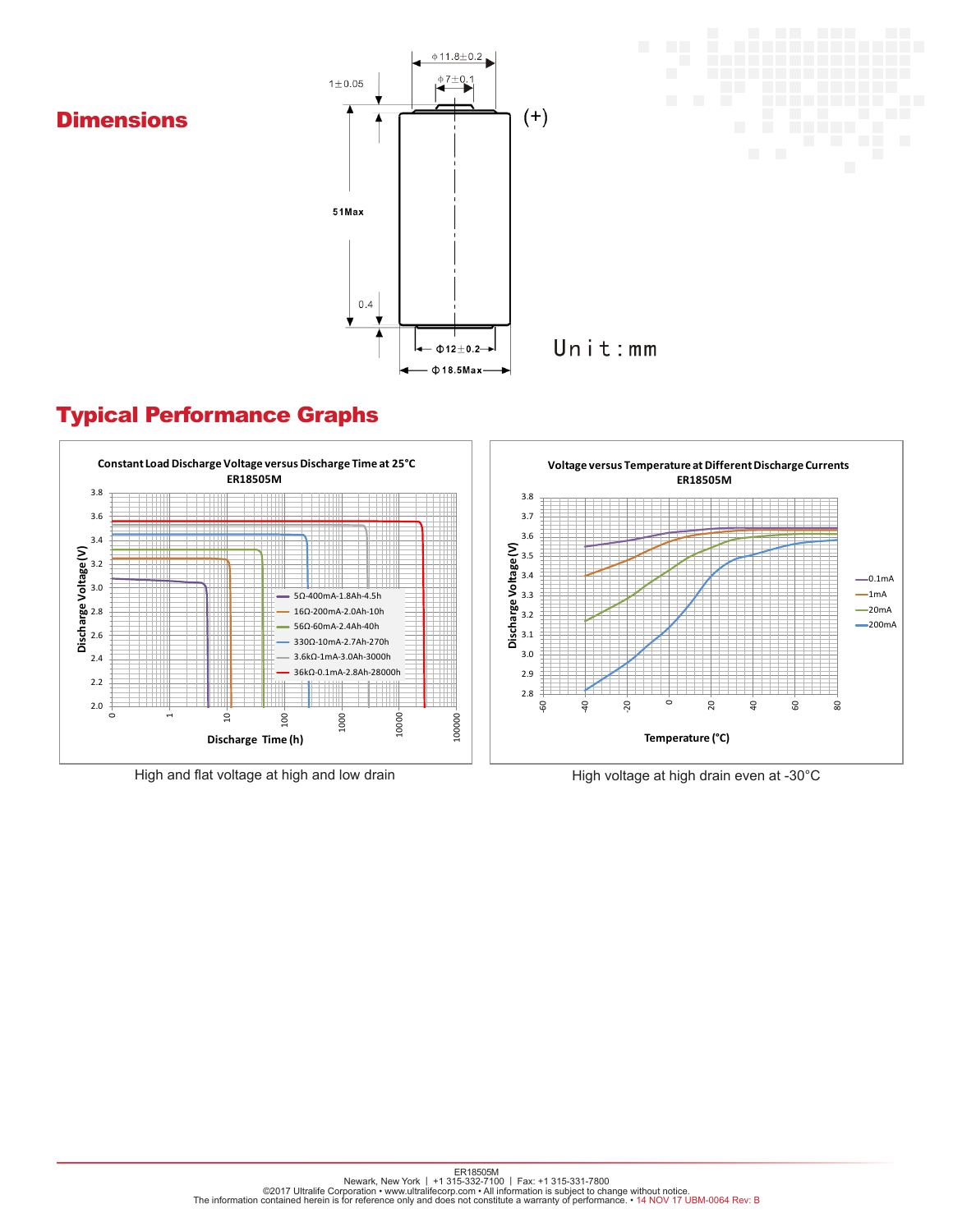## Dimensions

ϕ11.8±0.2

ϕ7±0.1

1±0.05

(+)

51Max

0.4

Φ12±0.2

Φ18.5Max

Unit:mm

## Typical Performance Graphs

Constant Load Discharge Voltage versus Discharge Time at 25°C
ER18505M

Discharge Voltage (V)

3.8
3.6
3.4
3.2
3.0
2.8
2.6
2.4
2.2
2.0

0
1
10
100
1000
10000
100000

Discharge Time (h)

5Ω-400mA-1.8Ah-4.5h
16Ω-200mA-2.0Ah-10h
56Ω-60mA-2.4Ah-40h
330Ω-10mA-2.7Ah-270h
3.6kΩ-1mA-3.0Ah-3000h
36kΩ-0.1mA-2.8Ah-28000h

High and flat voltage at high and low drain

Voltage versus Temperature at Different Discharge Currents
ER18505M

Discharge Voltage (V)

3.8
3.7
3.6
3.5
3.4
3.3
3.2
3.1
3.0
2.9
2.8

-60
-40
-20
0
20
40
60
80

Temperature (°C)

0.1mA
1mA
20mA
200mA

High voltage at high drain even at -30°C

ER18505M
Newark, New York | +1 315-332-7100 | Fax: +1 315-331-7800
©2017 Ultralife Corporation • www.ultralifecorp.com • All information is subject to change without notice.
The information contained herein is for reference only and does not constitute a warranty of performance. • 14 NOV 17 UBM-0064 Rev: B